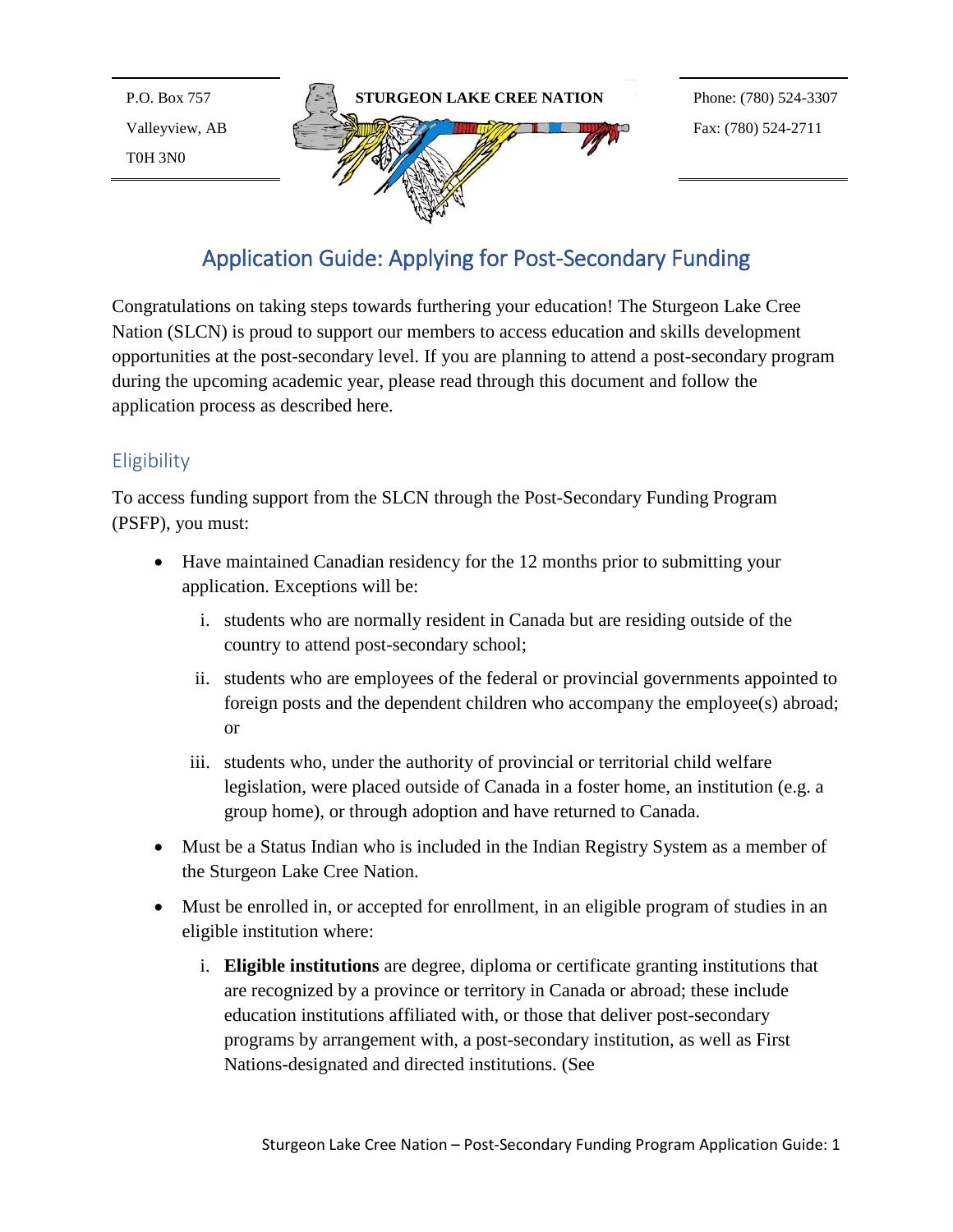P.O. Box 757
Valleyview, AB
T0H 3N0

**STURGEON LAKE CREE NATION**

Phone: (780) 524-3307
Fax: (780) 524-2711

# Application Guide: Applying for Post-Secondary Funding

Congratulations on taking steps towards furthering your education! The Sturgeon Lake Cree Nation (SLCN) is proud to support our members to access education and skills development opportunities at the post-secondary level. If you are planning to attend a post-secondary program during the upcoming academic year, please read through this document and follow the application process as described here.

## Eligibility

To access funding support from the SLCN through the Post-Secondary Funding Program (PSFP), you must:

- Have maintained Canadian residency for the 12 months prior to submitting your application. Exceptions will be:
    i. students who are normally resident in Canada but are residing outside of the country to attend post-secondary school;
    ii. students who are employees of the federal or provincial governments appointed to foreign posts and the dependent children who accompany the employee(s) abroad; or
    iii. students who, under the authority of provincial or territorial child welfare legislation, were placed outside of Canada in a foster home, an institution (e.g. a group home), or through adoption and have returned to Canada.
- Must be a Status Indian who is included in the Indian Registry System as a member of the Sturgeon Lake Cree Nation.
- Must be enrolled in, or accepted for enrollment, in an eligible program of studies in an eligible institution where:
    i. **Eligible institutions** are degree, diploma or certificate granting institutions that are recognized by a province or territory in Canada or abroad; these include education institutions affiliated with, or those that deliver post-secondary programs by arrangement with, a post-secondary institution, as well as First Nations-designated and directed institutions. (See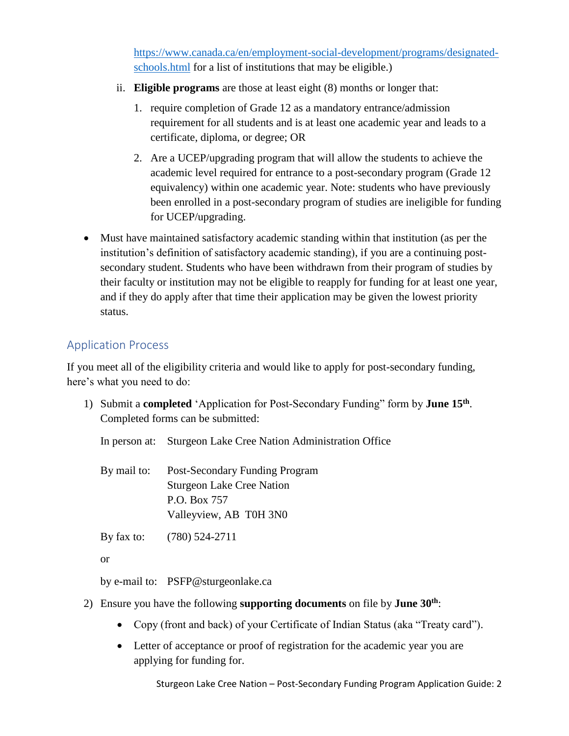https://www.canada.ca/en/employment-social-development/programs/designated-schools.html for a list of institutions that may be eligible.)

  ii. **Eligible programs** are those at least eight (8) months or longer that:

      1. require completion of Grade 12 as a mandatory entrance/admission requirement for all students and is at least one academic year and leads to a certificate, diploma, or degree; OR

      2. Are a UCEP/upgrading program that will allow the students to achieve the academic level required for entrance to a post-secondary program (Grade 12 equivalency) within one academic year. Note: students who have previously been enrolled in a post-secondary program of studies are ineligible for funding for UCEP/upgrading.

- Must have maintained satisfactory academic standing within that institution (as per the institution's definition of satisfactory academic standing), if you are a continuing post-secondary student. Students who have been withdrawn from their program of studies by their faculty or institution may not be eligible to reapply for funding for at least one year, and if they do apply after that time their application may be given the lowest priority status.

## Application Process

If you meet all of the eligibility criteria and would like to apply for post-secondary funding, here's what you need to do:

1) Submit a **completed** 'Application for Post-Secondary Funding" form by **June 15th**. Completed forms can be submitted:

   In person at: Sturgeon Lake Cree Nation Administration Office

   By mail to: Post-Secondary Funding Program
   Sturgeon Lake Cree Nation
   P.O. Box 757
   Valleyview, AB T0H 3N0

   By fax to: (780) 524-2711

   or

   by e-mail to: PSFP@sturgeonlake.ca

2) Ensure you have the following **supporting documents** on file by **June 30th**:

   - Copy (front and back) of your Certificate of Indian Status (aka "Treaty card").
   - Letter of acceptance or proof of registration for the academic year you are applying for funding for.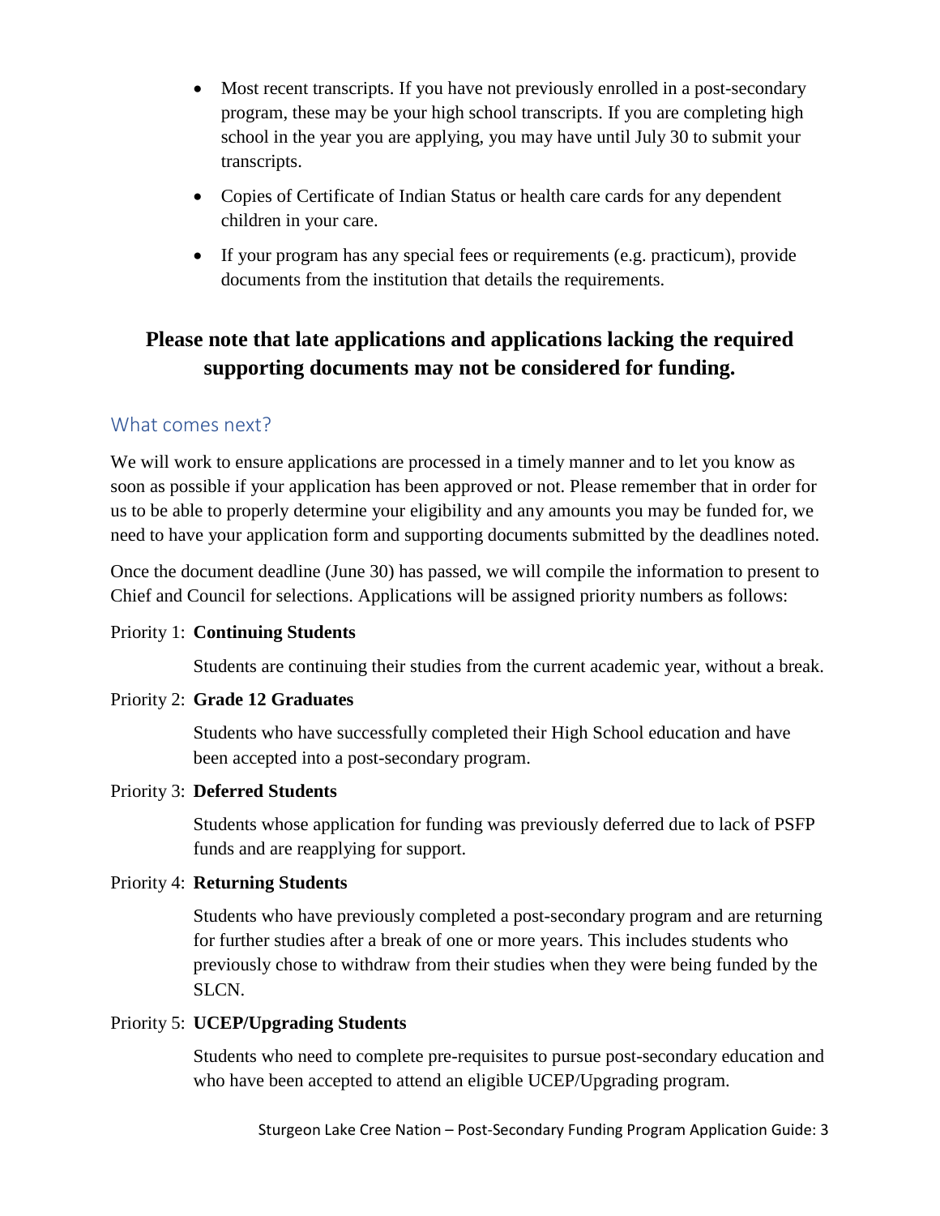- Most recent transcripts. If you have not previously enrolled in a post-secondary program, these may be your high school transcripts. If you are completing high school in the year you are applying, you may have until July 30 to submit your transcripts.
- Copies of Certificate of Indian Status or health care cards for any dependent children in your care.
- If your program has any special fees or requirements (e.g. practicum), provide documents from the institution that details the requirements.

**Please note that late applications and applications lacking the required supporting documents may not be considered for funding.**

## What comes next?

We will work to ensure applications are processed in a timely manner and to let you know as soon as possible if your application has been approved or not. Please remember that in order for us to be able to properly determine your eligibility and any amounts you may be funded for, we need to have your application form and supporting documents submitted by the deadlines noted.

Once the document deadline (June 30) has passed, we will compile the information to present to Chief and Council for selections. Applications will be assigned priority numbers as follows:

Priority 1: **Continuing Students**

Students are continuing their studies from the current academic year, without a break.

Priority 2: **Grade 12 Graduates**

Students who have successfully completed their High School education and have been accepted into a post-secondary program.

Priority 3: **Deferred Students**

Students whose application for funding was previously deferred due to lack of PSFP funds and are reapplying for support.

Priority 4: **Returning Students**

Students who have previously completed a post-secondary program and are returning for further studies after a break of one or more years. This includes students who previously chose to withdraw from their studies when they were being funded by the SLCN.

Priority 5: **UCEP/Upgrading Students**

Students who need to complete pre-requisites to pursue post-secondary education and who have been accepted to attend an eligible UCEP/Upgrading program.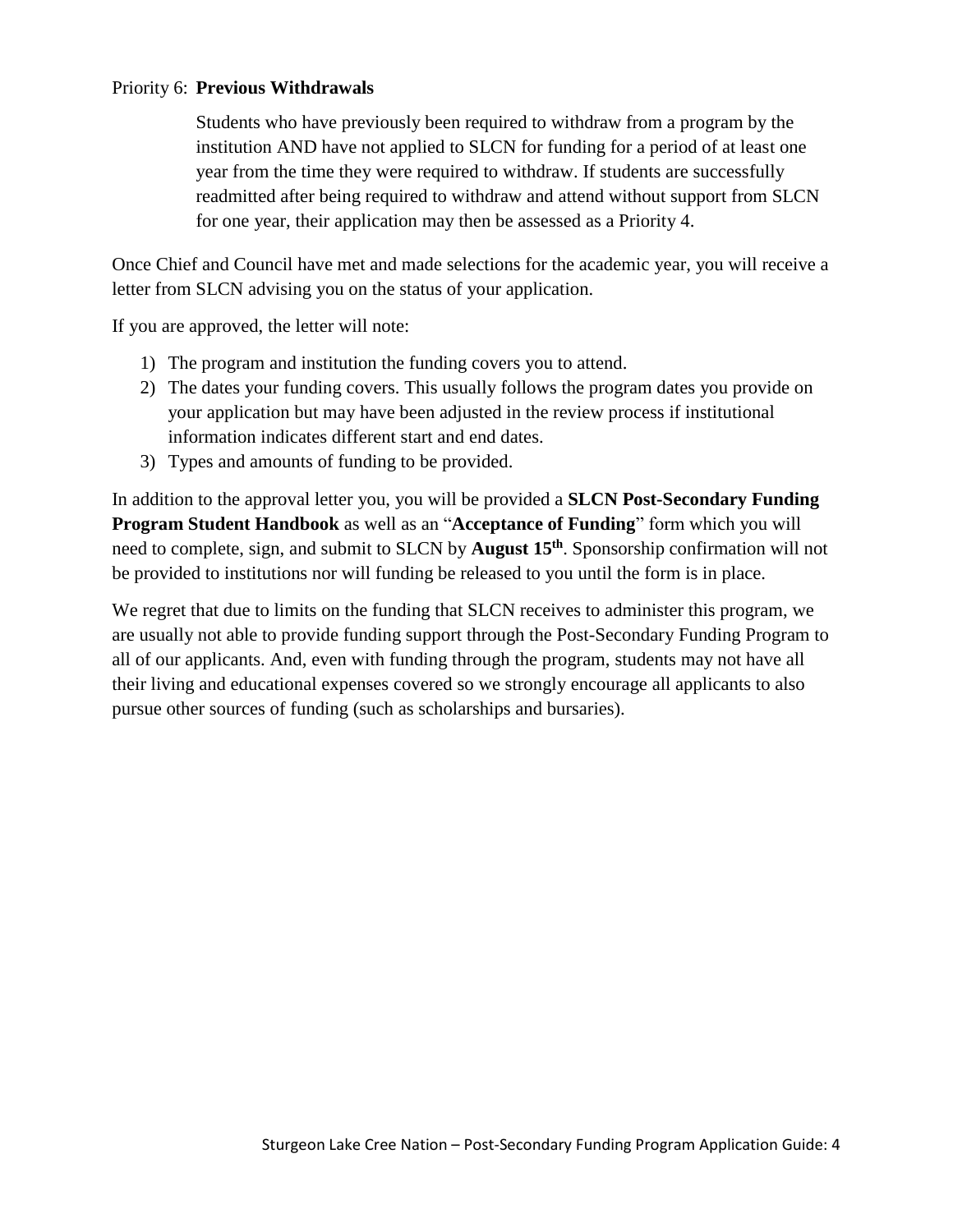Priority 6: **Previous Withdrawals**

Students who have previously been required to withdraw from a program by the institution AND have not applied to SLCN for funding for a period of at least one year from the time they were required to withdraw. If students are successfully readmitted after being required to withdraw and attend without support from SLCN for one year, their application may then be assessed as a Priority 4.

Once Chief and Council have met and made selections for the academic year, you will receive a letter from SLCN advising you on the status of your application.

If you are approved, the letter will note:

1) The program and institution the funding covers you to attend.
2) The dates your funding covers. This usually follows the program dates you provide on your application but may have been adjusted in the review process if institutional information indicates different start and end dates.
3) Types and amounts of funding to be provided.

In addition to the approval letter you, you will be provided a **SLCN Post-Secondary Funding Program Student Handbook** as well as an "**Acceptance of Funding**" form which you will need to complete, sign, and submit to SLCN by **August 15th**. Sponsorship confirmation will not be provided to institutions nor will funding be released to you until the form is in place.

We regret that due to limits on the funding that SLCN receives to administer this program, we are usually not able to provide funding support through the Post-Secondary Funding Program to all of our applicants. And, even with funding through the program, students may not have all their living and educational expenses covered so we strongly encourage all applicants to also pursue other sources of funding (such as scholarships and bursaries).